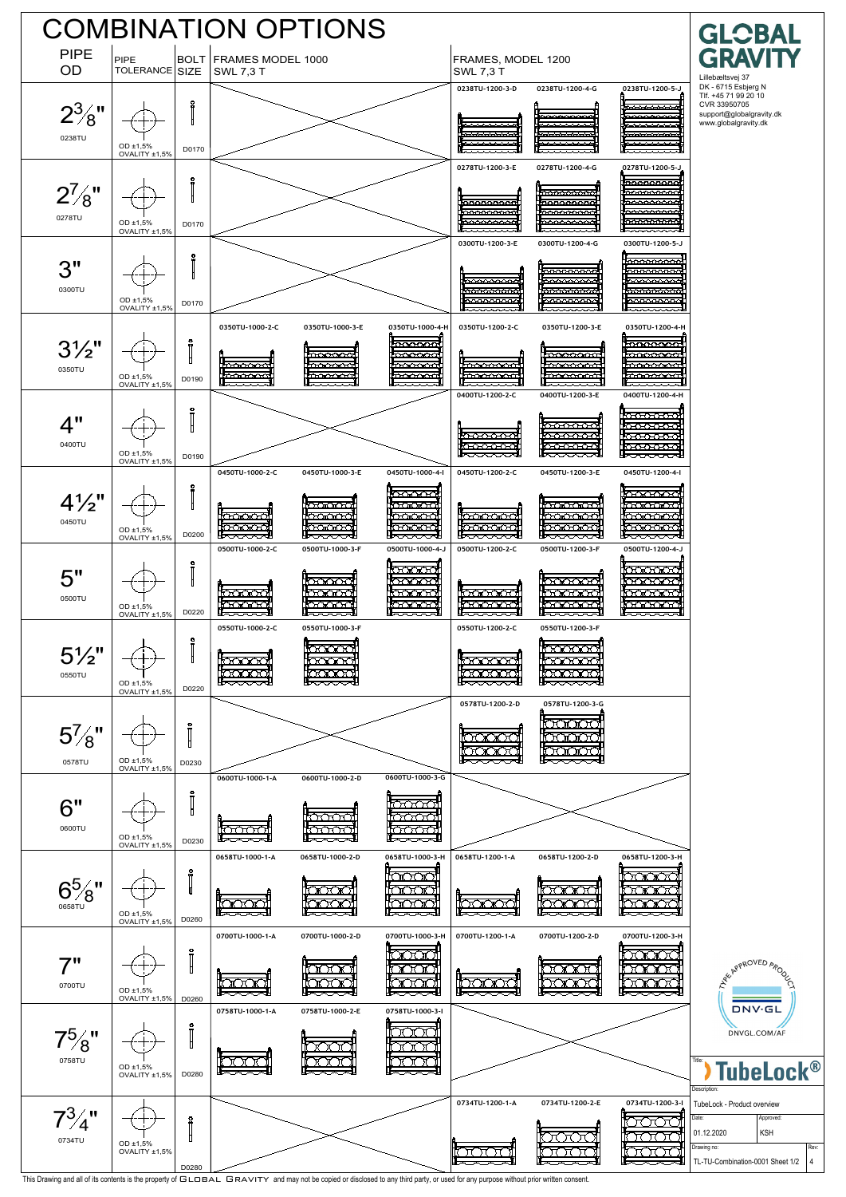# COMBINATION OPTIONS

| PIPE OD | PIPE TOLERANCE | BOLT SIZE | FRAMES MODEL 1000 SWL 7,3 T | | | FRAMES, MODEL 1200 SWL 7,3 T | | |
|---|---|---|---|---|---|---|---|---|
| $2\frac{3}{8}$" 0238TU | OD ±1,5% OVALITY ±1,5% | D0170 | | | | 0238TU-1200-3-D | 0238TU-1200-4-G | 0238TU-1200-5-J |
| $2\frac{7}{8}$" 0278TU | OD ±1,5% OVALITY ±1,5% | D0170 | | | | 0278TU-1200-3-E | 0278TU-1200-4-G | 0278TU-1200-5-J |
| 3" 0300TU | OD ±1,5% OVALITY ±1,5% | D0170 | | | | 0300TU-1200-3-E | 0300TU-1200-4-G | 0300TU-1200-5-J |
| 3½" 0350TU | OD ±1,5% OVALITY ±1,5% | D0190 | 0350TU-1000-2-C | 0350TU-1000-3-E | 0350TU-1000-4-H | 0350TU-1200-2-C | 0350TU-1200-3-E | 0350TU-1200-4-H |
| 4" 0400TU | OD ±1,5% OVALITY ±1,5% | D0190 | | | | 0400TU-1200-2-C | 0400TU-1200-3-E | 0400TU-1200-4-H |
| 4½" 0450TU | OD ±1,5% OVALITY ±1,5% | D0200 | 0450TU-1000-2-C | 0450TU-1000-3-E | 0450TU-1000-4-I | 0450TU-1200-2-C | 0450TU-1200-3-E | 0450TU-1200-4-I |
| 5" 0500TU | OD ±1,5% OVALITY ±1,5% | D0220 | 0500TU-1000-2-C | 0500TU-1000-3-F | 0500TU-1000-4-J | 0500TU-1200-2-C | 0500TU-1200-3-F | 0500TU-1200-4-J |
| 5½" 0550TU | OD ±1,5% OVALITY ±1,5% | D0220 | 0550TU-1000-2-C | 0550TU-1000-3-F | | 0550TU-1200-2-C | 0550TU-1200-3-F | |
| $5\frac{7}{8}$" 0578TU | OD ±1,5% OVALITY ±1,5% | D0230 | | | | 0578TU-1200-2-D | 0578TU-1200-3-G | |
| 6" 0600TU | OD ±1,5% OVALITY ±1,5% | D0230 | 0600TU-1000-1-A | 0600TU-1000-2-D | 0600TU-1000-3-G | | | |
| $6\frac{5}{8}$" 0658TU | OD ±1,5% OVALITY ±1,5% | D0260 | 0658TU-1000-1-A | 0658TU-1000-2-D | 0658TU-1000-3-H | 0658TU-1200-1-A | 0658TU-1200-2-D | 0658TU-1200-3-H |
| 7" 0700TU | OD ±1,5% OVALITY ±1,5% | D0260 | 0700TU-1000-1-A | 0700TU-1000-2-D | 0700TU-1000-3-H | 0700TU-1200-1-A | 0700TU-1200-2-D | 0700TU-1200-3-H |
| $7\frac{5}{8}$" 0758TU | OD ±1,5% OVALITY ±1,5% | D0280 | 0758TU-1000-1-A | 0758TU-1000-2-E | 0758TU-1000-3-I | | | |
| $7\frac{3}{4}$" 0734TU | OD ±1,5% OVALITY ±1,5% | D0280 | | | | 0734TU-1200-1-A | 0734TU-1200-2-E | 0734TU-1200-3-I |

**GLOBAL GRAVITY**
Lillebæltsvej 37
DK - 6715 Esbjerg N
Tlf. +45 71 99 20 10
CVR 33950705
support@globalgravity.dk
www.globalgravity.dk

TYPE APPROVED PRODUCT
DNV·GL
DNVGL.COM/AF

Title: **TubeLock®**

| Description: | | |
|---|---|---|
| TubeLock - Product overview | | |
| Date: 01.12.2020 | Approved: KSH | |
| Drawing no: TL-TU-Combination-0001 Sheet 1/2 | | Rev: 4 |

This Drawing and all of its contents is the property of GLOBAL GRAVITY and may not be copied or disclosed to any third party, or used for any purpose without prior written consent.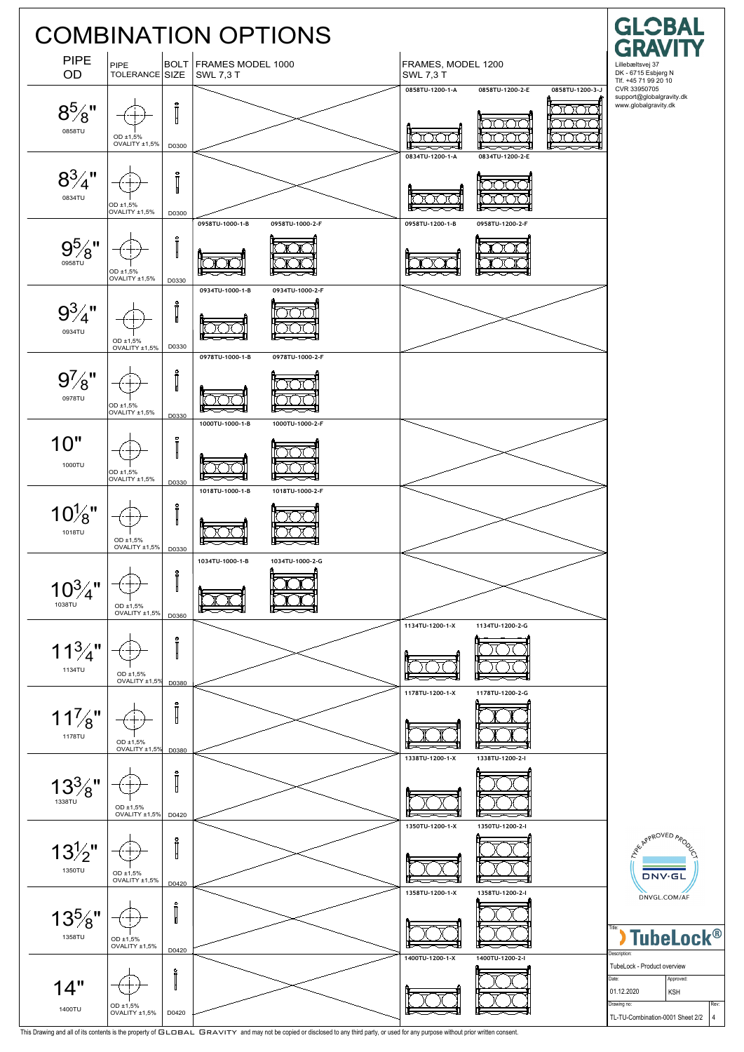# COMBINATION OPTIONS

| PIPE OD | PIPE TOLERANCE | BOLT SIZE | FRAMES MODEL 1000 SWL 7,3 T | FRAMES, MODEL 1200 SWL 7,3 T |
|---|---|---|---|---|
| $8\frac{5}{8}$" 0858TU | OD ±1,5% OVALITY ±1,5% | D0300 | | 0858TU-1200-1-A, 0858TU-1200-2-E, 0858TU-1200-3-J |
| $8\frac{3}{4}$" 0834TU | OD ±1,5% OVALITY ±1,5% | D0300 | | 0834TU-1200-1-A, 0834TU-1200-2-E |
| $9\frac{5}{8}$" 0958TU | OD ±1,5% OVALITY ±1,5% | D0330 | 0958TU-1000-1-B, 0958TU-1000-2-F | 0958TU-1200-1-B, 0958TU-1200-2-F |
| $9\frac{3}{4}$" 0934TU | OD ±1,5% OVALITY ±1,5% | D0330 | 0934TU-1000-1-B, 0934TU-1000-2-F | |
| $9\frac{7}{8}$" 0978TU | OD ±1,5% OVALITY ±1,5% | D0330 | 0978TU-1000-1-B, 0978TU-1000-2-F | |
| 10" 1000TU | OD ±1,5% OVALITY ±1,5% | D0330 | 1000TU-1000-1-B, 1000TU-1000-2-F | |
| $10\frac{1}{8}$" 1018TU | OD ±1,5% OVALITY ±1,5% | D0330 | 1018TU-1000-1-B, 1018TU-1000-2-F | |
| $10\frac{3}{4}$" 1038TU | OD ±1,5% OVALITY ±1,5% | D0360 | 1034TU-1000-1-B, 1034TU-1000-2-G | |
| $11\frac{3}{4}$" 1134TU | OD ±1,5% OVALITY ±1,5% | D0380 | | 1134TU-1200-1-X, 1134TU-1200-2-G |
| $11\frac{7}{8}$" 1178TU | OD ±1,5% OVALITY ±1,5% | D0380 | | 1178TU-1200-1-X, 1178TU-1200-2-G |
| $13\frac{3}{8}$" 1338TU | OD ±1,5% OVALITY ±1,5% | D0420 | | 1338TU-1200-1-X, 1338TU-1200-2-I |
| $13\frac{1}{2}$" 1350TU | OD ±1,5% OVALITY ±1,5% | D0420 | | 1350TU-1200-1-X, 1350TU-1200-2-I |
| $13\frac{5}{8}$" 1358TU | OD ±1,5% OVALITY ±1,5% | D0420 | | 1358TU-1200-1-X, 1358TU-1200-2-I |
| 14" 1400TU | OD ±1,5% OVALITY ±1,5% | D0420 | | 1400TU-1200-1-X, 1400TU-1200-2-I |

GLOBAL GRAVITY
Lillebæltsvej 37
DK - 6715 Esbjerg N
Tlf. +45 71 99 20 10
CVR 33950705
support@globalgravity.dk
www.globalgravity.dk

TYPE APPROVED PRODUCT
DNV·GL
DNVGL.COM/AF

Title: TubeLock®

Description: TubeLock - Product overview

Date: 01.12.2020 | Approved: KSH

Drawing no: TL-TU-Combination-0001 Sheet 2/2 | Rev: 4

This Drawing and all of its contents is the property of GLOBAL GRAVITY and may not be copied or disclosed to any third party, or used for any purpose without prior written consent.